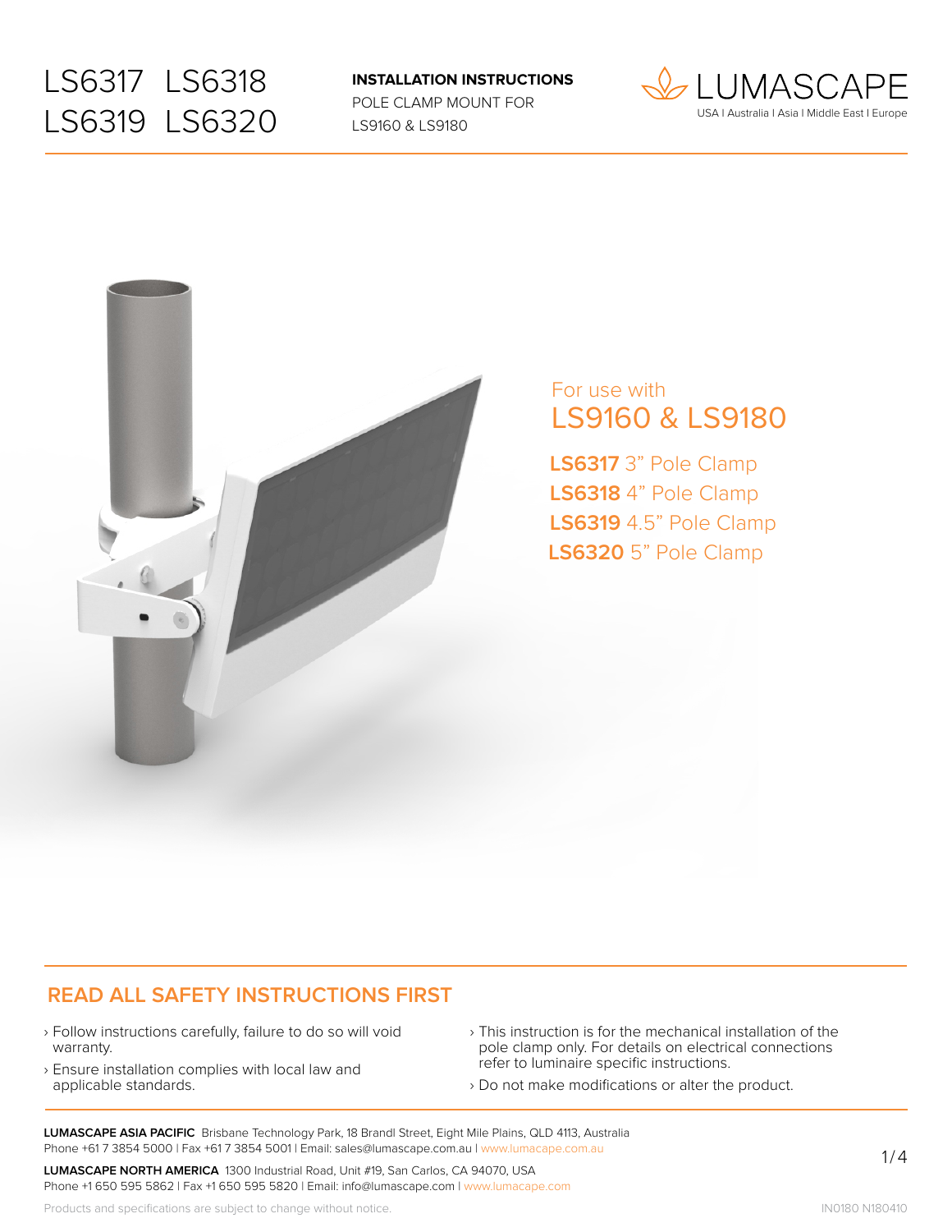# LS6317 LS6318 LS6319 LS6320

**INSTALLATION INSTRUCTIONS**
POLE CLAMP MOUNT FOR
LS9160 & LS9180

LUMASCAPE
USA I Australia I Asia I Middle East I Europe

For use with
## LS9160 & LS9180

**LS6317** 3" Pole Clamp
**LS6318** 4" Pole Clamp
**LS6319** 4.5" Pole Clamp
**LS6320** 5" Pole Clamp

## READ ALL SAFETY INSTRUCTIONS FIRST

› Follow instructions carefully, failure to do so will void warranty.

› Ensure installation complies with local law and applicable standards.

› This instruction is for the mechanical installation of the pole clamp only. For details on electrical connections refer to luminaire specific instructions.

› Do not make modifications or alter the product.

**LUMASCAPE ASIA PACIFIC** Brisbane Technology Park, 18 Brandl Street, Eight Mile Plains, QLD 4113, Australia
Phone +61 7 3854 5000 I Fax +61 7 3854 5001 I Email: sales@lumascape.com.au I www.lumacape.com.au

**LUMASCAPE NORTH AMERICA** 1300 Industrial Road, Unit #19, San Carlos, CA 94070, USA
Phone +1 650 595 5862 I Fax +1 650 595 5820 I Email: info@lumascape.com I www.lumacape.com

Products and specifications are subject to change without notice.

IN0180 N180410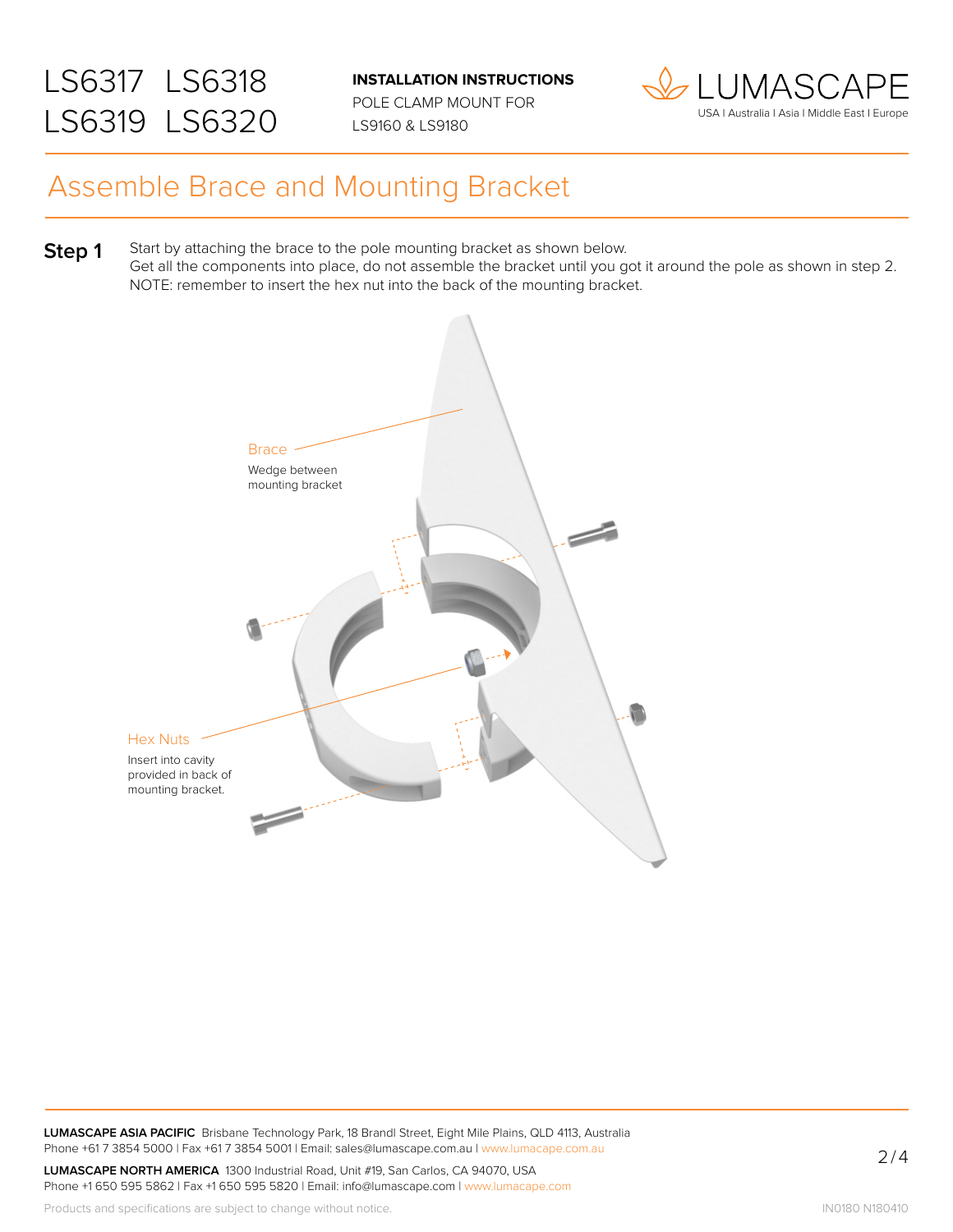LS6317 LS6318
LS6319 LS6320

**INSTALLATION INSTRUCTIONS**
POLE CLAMP MOUNT FOR
LS9160 & LS9180

# Assemble Brace and Mounting Bracket

**Step 1** Start by attaching the brace to the pole mounting bracket as shown below.
Get all the components into place, do not assemble the bracket until you got it around the pole as shown in step 2.
NOTE: remember to insert the hex nut into the back of the mounting bracket.

Brace
Wedge between mounting bracket

Hex Nuts
Insert into cavity provided in back of mounting bracket.

**LUMASCAPE ASIA PACIFIC** Brisbane Technology Park, 18 Brandl Street, Eight Mile Plains, QLD 4113, Australia
Phone +61 7 3854 5000 | Fax +61 7 3854 5001 | Email: sales@lumascape.com.au | www.lumacape.com.au

**LUMASCAPE NORTH AMERICA** 1300 Industrial Road, Unit #19, San Carlos, CA 94070, USA
Phone +1 650 595 5862 | Fax +1 650 595 5820 | Email: info@lumascape.com | www.lumacape.com

Products and specifications are subject to change without notice.

IN0180 N180410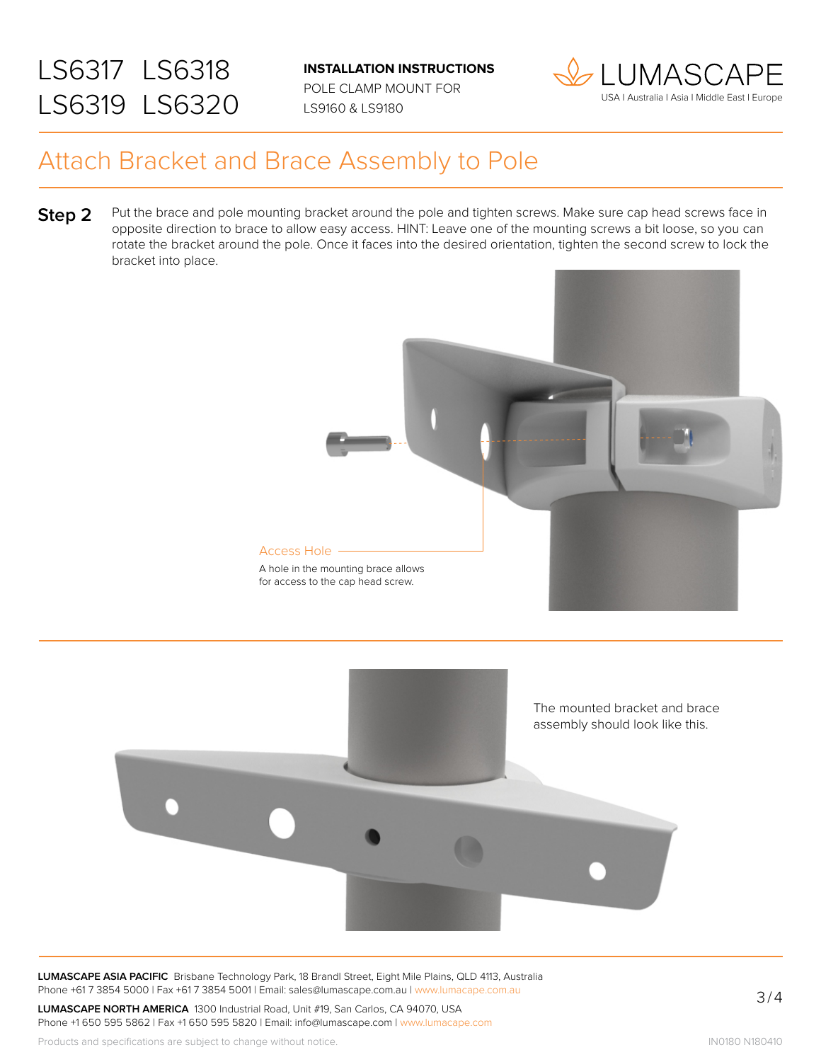# Attach Bracket and Brace Assembly to Pole

**Step 2** Put the brace and pole mounting bracket around the pole and tighten screws. Make sure cap head screws face in opposite direction to brace to allow easy access. HINT: Leave one of the mounting screws a bit loose, so you can rotate the bracket around the pole. Once it faces into the desired orientation, tighten the second screw to lock the bracket into place.

Access Hole

A hole in the mounting brace allows for access to the cap head screw.

The mounted bracket and brace assembly should look like this.

**LUMASCAPE ASIA PACIFIC** Brisbane Technology Park, 18 Brandl Street, Eight Mile Plains, QLD 4113, Australia
Phone +61 7 3854 5000 l Fax +61 7 3854 5001 l Email: sales@lumascape.com.au l www.lumascape.com.au

**LUMASCAPE NORTH AMERICA** 1300 Industrial Road, Unit #19, San Carlos, CA 94070, USA
Phone +1 650 595 5862 l Fax +1 650 595 5820 l Email: info@lumascape.com l www.lumacape.com

Products and specifications are subject to change without notice.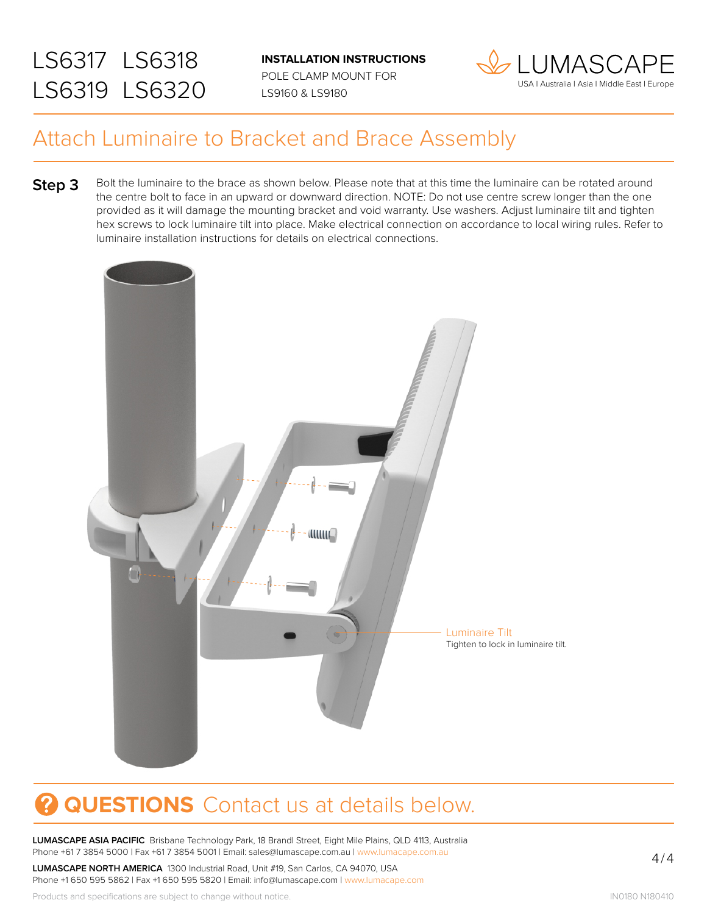LS6317 LS6318
LS6319 LS6320

**INSTALLATION INSTRUCTIONS**
POLE CLAMP MOUNT FOR
LS9160 & LS9180

LUMASCAPE
USA I Australia I Asia I Middle East I Europe

## Attach Luminaire to Bracket and Brace Assembly

**Step 3** Bolt the luminaire to the brace as shown below. Please note that at this time the luminaire can be rotated around the centre bolt to face in an upward or downward direction. NOTE: Do not use centre screw longer than the one provided as it will damage the mounting bracket and void warranty. Use washers. Adjust luminaire tilt and tighten hex screws to lock luminaire tilt into place. Make electrical connection on accordance to local wiring rules. Refer to luminaire installation instructions for details on electrical connections.

Luminaire Tilt
Tighten to lock in luminaire tilt.

## QUESTIONS Contact us at details below.

**LUMASCAPE ASIA PACIFIC** Brisbane Technology Park, 18 Brandl Street, Eight Mile Plains, QLD 4113, Australia
Phone +61 7 3854 5000 I Fax +61 7 3854 5001 I Email: sales@lumascape.com.au I www.lumacape.com.au

**LUMASCAPE NORTH AMERICA** 1300 Industrial Road, Unit #19, San Carlos, CA 94070, USA
Phone +1 650 595 5862 I Fax +1 650 595 5820 I Email: info@lumascape.com I www.lumacape.com

Products and specifications are subject to change without notice.

IN0180 N180410